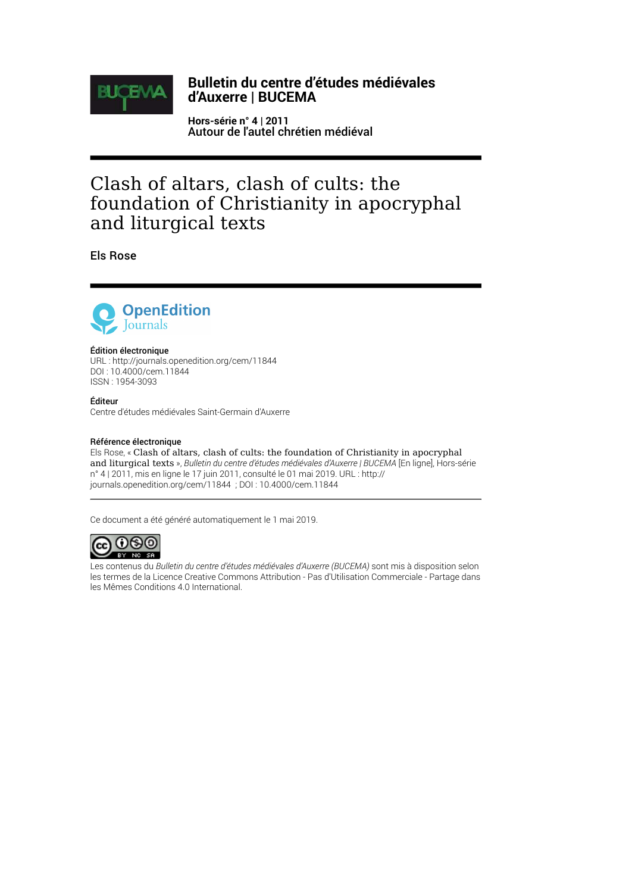**Bulletin du centre d'études médiévales d'Auxerre | BUCEMA**

**Hors-série n° 4 | 2011**
**Autour de l'autel chrétien médiéval**

# Clash of altars, clash of cults: the foundation of Christianity in apocryphal and liturgical texts

Els Rose

**Édition électronique**
URL : http://journals.openedition.org/cem/11844
DOI : 10.4000/cem.11844
ISSN : 1954-3093

**Éditeur**
Centre d'études médiévales Saint-Germain d'Auxerre

**Référence électronique**
Els Rose, « Clash of altars, clash of cults: the foundation of Christianity in apocryphal and liturgical texts », *Bulletin du centre d'études médiévales d'Auxerre | BUCEMA* [En ligne], Hors-série n° 4 | 2011, mis en ligne le 17 juin 2011, consulté le 01 mai 2019. URL : http://journals.openedition.org/cem/11844 ; DOI : 10.4000/cem.11844

Ce document a été généré automatiquement le 1 mai 2019.

Les contenus du *Bulletin du centre d'études médiévales d'Auxerre (BUCEMA)* sont mis à disposition selon les termes de la Licence Creative Commons Attribution - Pas d'Utilisation Commerciale - Partage dans les Mêmes Conditions 4.0 International.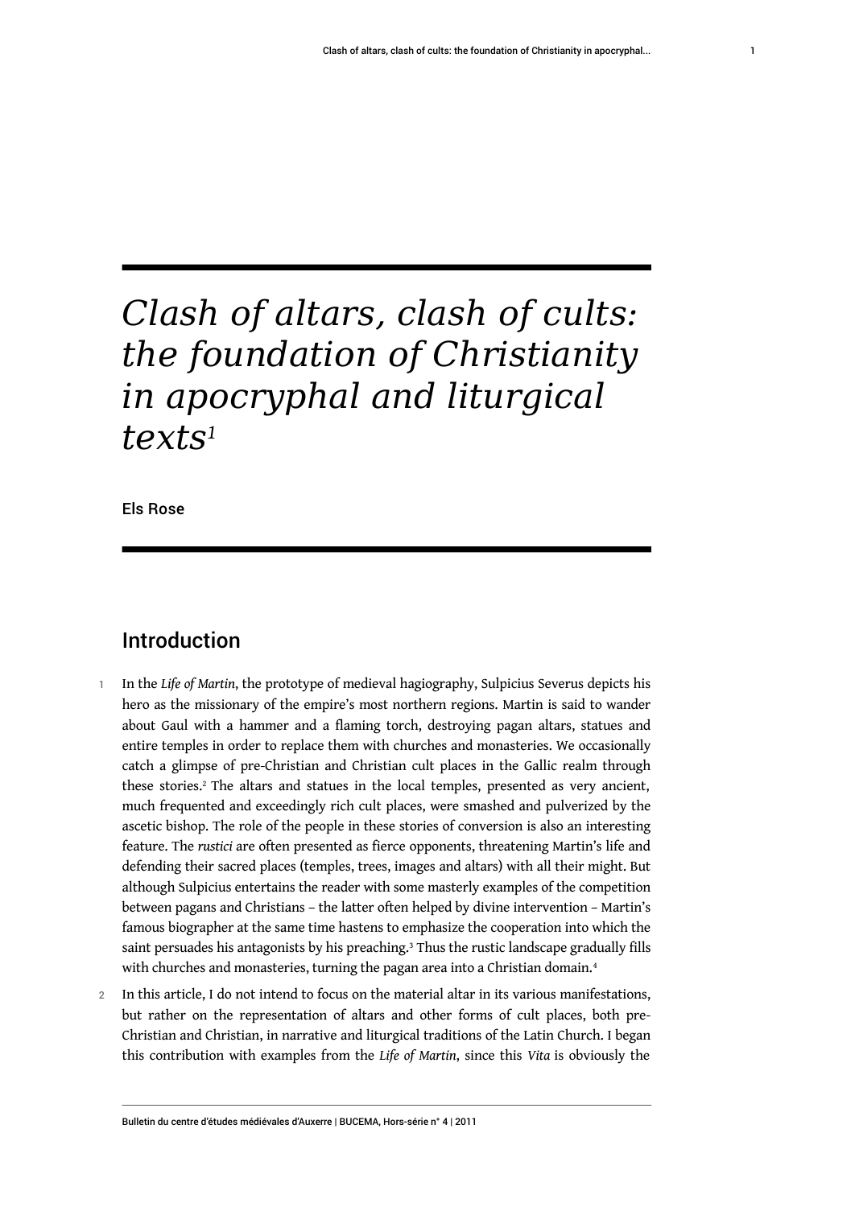# *Clash of altars, clash of cults: the foundation of Christianity in apocryphal and liturgical texts*[1]

Els Rose

## Introduction

1 In the *Life of Martin*, the prototype of medieval hagiography, Sulpicius Severus depicts his hero as the missionary of the empire's most northern regions. Martin is said to wander about Gaul with a hammer and a flaming torch, destroying pagan altars, statues and entire temples in order to replace them with churches and monasteries. We occasionally catch a glimpse of pre-Christian and Christian cult places in the Gallic realm through these stories.[2] The altars and statues in the local temples, presented as very ancient, much frequented and exceedingly rich cult places, were smashed and pulverized by the ascetic bishop. The role of the people in these stories of conversion is also an interesting feature. The *rustici* are often presented as fierce opponents, threatening Martin's life and defending their sacred places (temples, trees, images and altars) with all their might. But although Sulpicius entertains the reader with some masterly examples of the competition between pagans and Christians – the latter often helped by divine intervention – Martin's famous biographer at the same time hastens to emphasize the cooperation into which the saint persuades his antagonists by his preaching.[3] Thus the rustic landscape gradually fills with churches and monasteries, turning the pagan area into a Christian domain.[4]

2 In this article, I do not intend to focus on the material altar in its various manifestations, but rather on the representation of altars and other forms of cult places, both pre-Christian and Christian, in narrative and liturgical traditions of the Latin Church. I began this contribution with examples from the *Life of Martin*, since this *Vita* is obviously the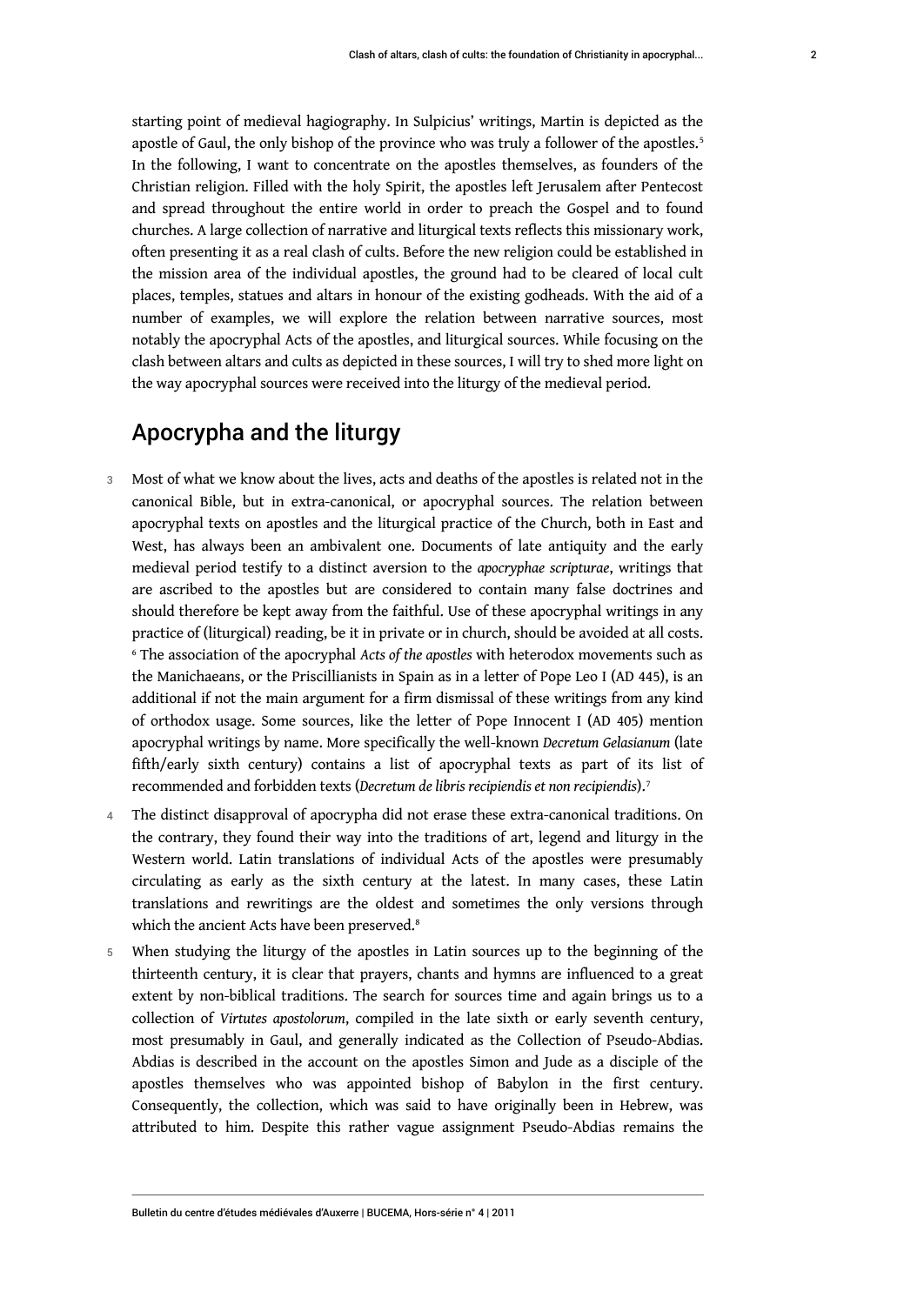starting point of medieval hagiography. In Sulpicius' writings, Martin is depicted as the apostle of Gaul, the only bishop of the province who was truly a follower of the apostles.[5] In the following, I want to concentrate on the apostles themselves, as founders of the Christian religion. Filled with the holy Spirit, the apostles left Jerusalem after Pentecost and spread throughout the entire world in order to preach the Gospel and to found churches. A large collection of narrative and liturgical texts reflects this missionary work, often presenting it as a real clash of cults. Before the new religion could be established in the mission area of the individual apostles, the ground had to be cleared of local cult places, temples, statues and altars in honour of the existing godheads. With the aid of a number of examples, we will explore the relation between narrative sources, most notably the apocryphal Acts of the apostles, and liturgical sources. While focusing on the clash between altars and cults as depicted in these sources, I will try to shed more light on the way apocryphal sources were received into the liturgy of the medieval period.

## Apocrypha and the liturgy

3 Most of what we know about the lives, acts and deaths of the apostles is related not in the canonical Bible, but in extra-canonical, or apocryphal sources. The relation between apocryphal texts on apostles and the liturgical practice of the Church, both in East and West, has always been an ambivalent one. Documents of late antiquity and the early medieval period testify to a distinct aversion to the *apocryphae scripturae*, writings that are ascribed to the apostles but are considered to contain many false doctrines and should therefore be kept away from the faithful. Use of these apocryphal writings in any practice of (liturgical) reading, be it in private or in church, should be avoided at all costs.[6] The association of the apocryphal *Acts of the apostles* with heterodox movements such as the Manichaeans, or the Priscillianists in Spain as in a letter of Pope Leo I (AD 445), is an additional if not the main argument for a firm dismissal of these writings from any kind of orthodox usage. Some sources, like the letter of Pope Innocent I (AD 405) mention apocryphal writings by name. More specifically the well-known *Decretum Gelasianum* (late fifth/early sixth century) contains a list of apocryphal texts as part of its list of recommended and forbidden texts (*Decretum de libris recipiendis et non recipiendis*).[7]

4 The distinct disapproval of apocrypha did not erase these extra-canonical traditions. On the contrary, they found their way into the traditions of art, legend and liturgy in the Western world. Latin translations of individual Acts of the apostles were presumably circulating as early as the sixth century at the latest. In many cases, these Latin translations and rewritings are the oldest and sometimes the only versions through which the ancient Acts have been preserved.[8]

5 When studying the liturgy of the apostles in Latin sources up to the beginning of the thirteenth century, it is clear that prayers, chants and hymns are influenced to a great extent by non-biblical traditions. The search for sources time and again brings us to a collection of *Virtutes apostolorum*, compiled in the late sixth or early seventh century, most presumably in Gaul, and generally indicated as the Collection of Pseudo-Abdias. Abdias is described in the account on the apostles Simon and Jude as a disciple of the apostles themselves who was appointed bishop of Babylon in the first century. Consequently, the collection, which was said to have originally been in Hebrew, was attributed to him. Despite this rather vague assignment Pseudo-Abdias remains the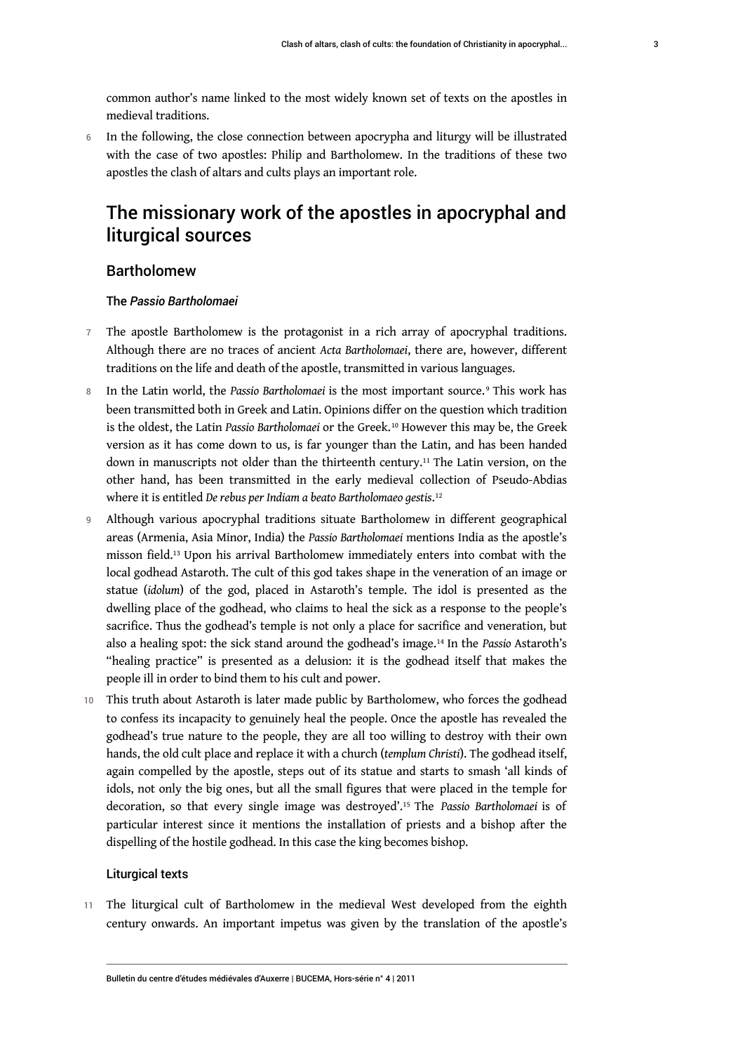common author's name linked to the most widely known set of texts on the apostles in medieval traditions.

6 In the following, the close connection between apocrypha and liturgy will be illustrated with the case of two apostles: Philip and Bartholomew. In the traditions of these two apostles the clash of altars and cults plays an important role.

## The missionary work of the apostles in apocryphal and liturgical sources

### Bartholomew

#### The *Passio Bartholomaei*

7 The apostle Bartholomew is the protagonist in a rich array of apocryphal traditions. Although there are no traces of ancient *Acta Bartholomaei*, there are, however, different traditions on the life and death of the apostle, transmitted in various languages.

8 In the Latin world, the *Passio Bartholomaei* is the most important source.[9] This work has been transmitted both in Greek and Latin. Opinions differ on the question which tradition is the oldest, the Latin *Passio Bartholomaei* or the Greek.[10] However this may be, the Greek version as it has come down to us, is far younger than the Latin, and has been handed down in manuscripts not older than the thirteenth century.[11] The Latin version, on the other hand, has been transmitted in the early medieval collection of Pseudo-Abdias where it is entitled *De rebus per Indiam a beato Bartholomaeo gestis*.[12]

9 Although various apocryphal traditions situate Bartholomew in different geographical areas (Armenia, Asia Minor, India) the *Passio Bartholomaei* mentions India as the apostle's misson field.[13] Upon his arrival Bartholomew immediately enters into combat with the local godhead Astaroth. The cult of this god takes shape in the veneration of an image or statue (*idolum*) of the god, placed in Astaroth's temple. The idol is presented as the dwelling place of the godhead, who claims to heal the sick as a response to the people's sacrifice. Thus the godhead's temple is not only a place for sacrifice and veneration, but also a healing spot: the sick stand around the godhead's image.[14] In the *Passio* Astaroth's "healing practice" is presented as a delusion: it is the godhead itself that makes the people ill in order to bind them to his cult and power.

10 This truth about Astaroth is later made public by Bartholomew, who forces the godhead to confess its incapacity to genuinely heal the people. Once the apostle has revealed the godhead's true nature to the people, they are all too willing to destroy with their own hands, the old cult place and replace it with a church (*templum Christi*). The godhead itself, again compelled by the apostle, steps out of its statue and starts to smash 'all kinds of idols, not only the big ones, but all the small figures that were placed in the temple for decoration, so that every single image was destroyed'.[15] The *Passio Bartholomaei* is of particular interest since it mentions the installation of priests and a bishop after the dispelling of the hostile godhead. In this case the king becomes bishop.

#### Liturgical texts

11 The liturgical cult of Bartholomew in the medieval West developed from the eighth century onwards. An important impetus was given by the translation of the apostle's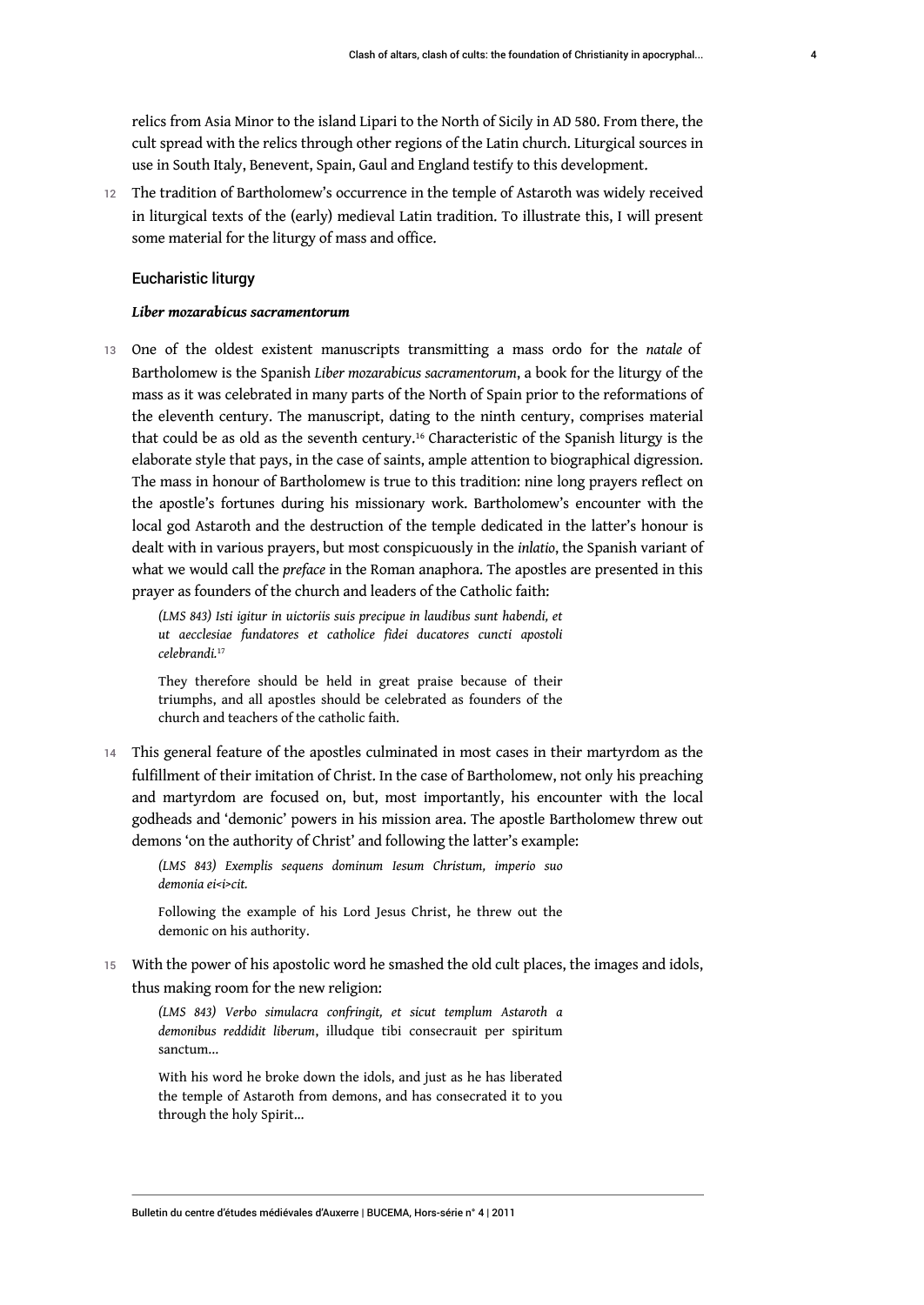relics from Asia Minor to the island Lipari to the North of Sicily in AD 580. From there, the cult spread with the relics through other regions of the Latin church. Liturgical sources in use in South Italy, Benevent, Spain, Gaul and England testify to this development.

12 The tradition of Bartholomew's occurrence in the temple of Astaroth was widely received in liturgical texts of the (early) medieval Latin tradition. To illustrate this, I will present some material for the liturgy of mass and office.

## Eucharistic liturgy

### *Liber mozarabicus sacramentorum*

13 One of the oldest existent manuscripts transmitting a mass ordo for the *natale* of Bartholomew is the Spanish *Liber mozarabicus sacramentorum*, a book for the liturgy of the mass as it was celebrated in many parts of the North of Spain prior to the reformations of the eleventh century. The manuscript, dating to the ninth century, comprises material that could be as old as the seventh century.[16] Characteristic of the Spanish liturgy is the elaborate style that pays, in the case of saints, ample attention to biographical digression. The mass in honour of Bartholomew is true to this tradition: nine long prayers reflect on the apostle's fortunes during his missionary work. Bartholomew's encounter with the local god Astaroth and the destruction of the temple dedicated in the latter's honour is dealt with in various prayers, but most conspicuously in the *inlatio*, the Spanish variant of what we would call the *preface* in the Roman anaphora. The apostles are presented in this prayer as founders of the church and leaders of the Catholic faith:

> *(LMS 843) Isti igitur in uictoriis suis precipue in laudibus sunt habendi, et ut aecclesiae fundatores et catholice fidei ducatores cuncti apostoli celebrandi.*[17]
>
> They therefore should be held in great praise because of their triumphs, and all apostles should be celebrated as founders of the church and teachers of the catholic faith.

14 This general feature of the apostles culminated in most cases in their martyrdom as the fulfillment of their imitation of Christ. In the case of Bartholomew, not only his preaching and martyrdom are focused on, but, most importantly, his encounter with the local godheads and 'demonic' powers in his mission area. The apostle Bartholomew threw out demons 'on the authority of Christ' and following the latter's example:

> *(LMS 843) Exemplis sequens dominum Iesum Christum, imperio suo demonia ei<i>cit.*
>
> Following the example of his Lord Jesus Christ, he threw out the demonic on his authority.

15 With the power of his apostolic word he smashed the old cult places, the images and idols, thus making room for the new religion:

> *(LMS 843) Verbo simulacra confringit, et sicut templum Astaroth a demonibus reddidit liberum*, illudque tibi consecrauit per spiritum sanctum...
>
> With his word he broke down the idols, and just as he has liberated the temple of Astaroth from demons, and has consecrated it to you through the holy Spirit...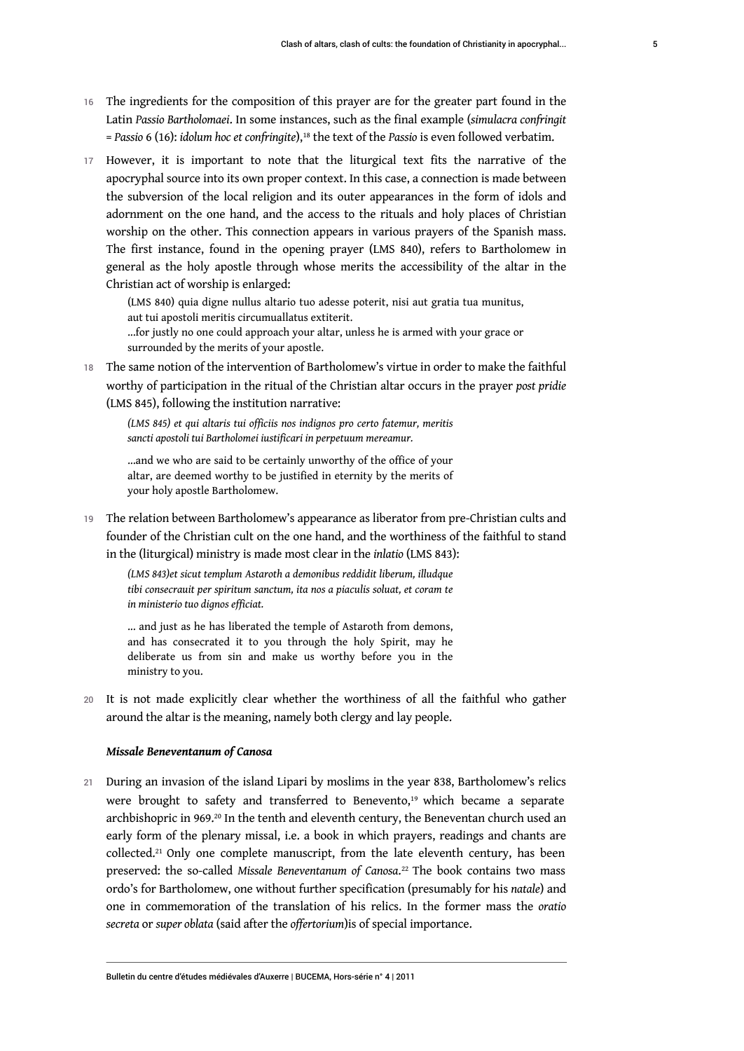16 The ingredients for the composition of this prayer are for the greater part found in the Latin *Passio Bartholomaei*. In some instances, such as the final example (*simulacra confringit* = *Passio* 6 (16): *idolum hoc et confringite*),[18] the text of the *Passio* is even followed verbatim.

17 However, it is important to note that the liturgical text fits the narrative of the apocryphal source into its own proper context. In this case, a connection is made between the subversion of the local religion and its outer appearances in the form of idols and adornment on the one hand, and the access to the rituals and holy places of Christian worship on the other. This connection appears in various prayers of the Spanish mass. The first instance, found in the opening prayer (LMS 840), refers to Bartholomew in general as the holy apostle through whose merits the accessibility of the altar in the Christian act of worship is enlarged:

> (LMS 840) quia digne nullus altario tuo adesse poterit, nisi aut gratia tua munitus, aut tui apostoli meritis circumuallatus extiterit.
> ...for justly no one could approach your altar, unless he is armed with your grace or surrounded by the merits of your apostle.

18 The same notion of the intervention of Bartholomew's virtue in order to make the faithful worthy of participation in the ritual of the Christian altar occurs in the prayer *post pridie* (LMS 845), following the institution narrative:

> *(LMS 845) et qui altaris tui officiis nos indignos pro certo fatemur, meritis sancti apostoli tui Bartholomei iustificari in perpetuum mereamur.*
>
> ...and we who are said to be certainly unworthy of the office of your altar, are deemed worthy to be justified in eternity by the merits of your holy apostle Bartholomew.

19 The relation between Bartholomew's appearance as liberator from pre-Christian cults and founder of the Christian cult on the one hand, and the worthiness of the faithful to stand in the (liturgical) ministry is made most clear in the *inlatio* (LMS 843):

> *(LMS 843)et sicut templum Astaroth a demonibus reddidit liberum, illudque tibi consecrauit per spiritum sanctum, ita nos a piaculis soluat, et coram te in ministerio tuo dignos efficiat.*
>
> ... and just as he has liberated the temple of Astaroth from demons, and has consecrated it to you through the holy Spirit, may he deliberate us from sin and make us worthy before you in the ministry to you.

20 It is not made explicitly clear whether the worthiness of all the faithful who gather around the altar is the meaning, namely both clergy and lay people.

#### *Missale Beneventanum of Canosa*

21 During an invasion of the island Lipari by moslims in the year 838, Bartholomew's relics were brought to safety and transferred to Benevento,[19] which became a separate archbishopric in 969.[20] In the tenth and eleventh century, the Beneventan church used an early form of the plenary missal, i.e. a book in which prayers, readings and chants are collected.[21] Only one complete manuscript, from the late eleventh century, has been preserved: the so-called *Missale Beneventanum of Canosa*.[22] The book contains two mass ordo's for Bartholomew, one without further specification (presumably for his *natale*) and one in commemoration of the translation of his relics. In the former mass the *oratio secreta* or *super oblata* (said after the *offertorium*)is of special importance.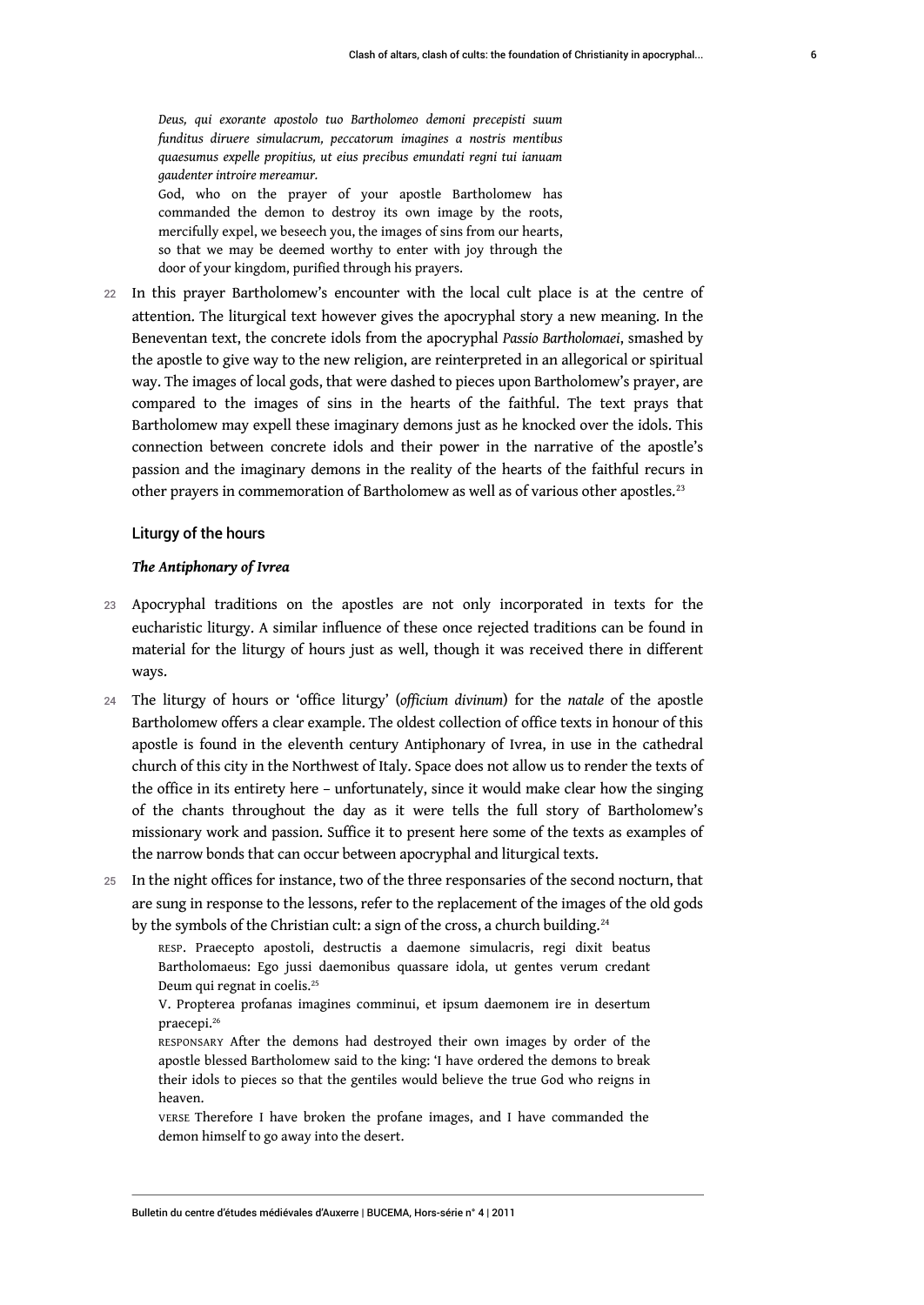*Deus, qui exorante apostolo tuo Bartholomeo demoni precepisti suum funditus diruere simulacrum, peccatorum imagines a nostris mentibus quaesumus expelle propitius, ut eius precibus emundati regni tui ianuam gaudenter introire mereamur.*

God, who on the prayer of your apostle Bartholomew has commanded the demon to destroy its own image by the roots, mercifully expel, we beseech you, the images of sins from our hearts, so that we may be deemed worthy to enter with joy through the door of your kingdom, purified through his prayers.

22 In this prayer Bartholomew's encounter with the local cult place is at the centre of attention. The liturgical text however gives the apocryphal story a new meaning. In the Beneventan text, the concrete idols from the apocryphal *Passio Bartholomaei*, smashed by the apostle to give way to the new religion, are reinterpreted in an allegorical or spiritual way. The images of local gods, that were dashed to pieces upon Bartholomew's prayer, are compared to the images of sins in the hearts of the faithful. The text prays that Bartholomew may expell these imaginary demons just as he knocked over the idols. This connection between concrete idols and their power in the narrative of the apostle's passion and the imaginary demons in the reality of the hearts of the faithful recurs in other prayers in commemoration of Bartholomew as well as of various other apostles.[23]

## Liturgy of the hours

### *The Antiphonary of Ivrea*

23 Apocryphal traditions on the apostles are not only incorporated in texts for the eucharistic liturgy. A similar influence of these once rejected traditions can be found in material for the liturgy of hours just as well, though it was received there in different ways.

24 The liturgy of hours or 'office liturgy' (*officium divinum*) for the *natale* of the apostle Bartholomew offers a clear example. The oldest collection of office texts in honour of this apostle is found in the eleventh century Antiphonary of Ivrea, in use in the cathedral church of this city in the Northwest of Italy. Space does not allow us to render the texts of the office in its entirety here – unfortunately, since it would make clear how the singing of the chants throughout the day as it were tells the full story of Bartholomew's missionary work and passion. Suffice it to present here some of the texts as examples of the narrow bonds that can occur between apocryphal and liturgical texts.

25 In the night offices for instance, two of the three responsaries of the second nocturn, that are sung in response to the lessons, refer to the replacement of the images of the old gods by the symbols of the Christian cult: a sign of the cross, a church building.[24]

RESP. Praecepto apostoli, destructis a daemone simulacris, regi dixit beatus Bartholomaeus: Ego jussi daemonibus quassare idola, ut gentes verum credant Deum qui regnat in coelis.[25]

V. Propterea profanas imagines comminui, et ipsum daemonem ire in desertum praecepi.[26]

RESPONSARY After the demons had destroyed their own images by order of the apostle blessed Bartholomew said to the king: 'I have ordered the demons to break their idols to pieces so that the gentiles would believe the true God who reigns in heaven.

VERSE Therefore I have broken the profane images, and I have commanded the demon himself to go away into the desert.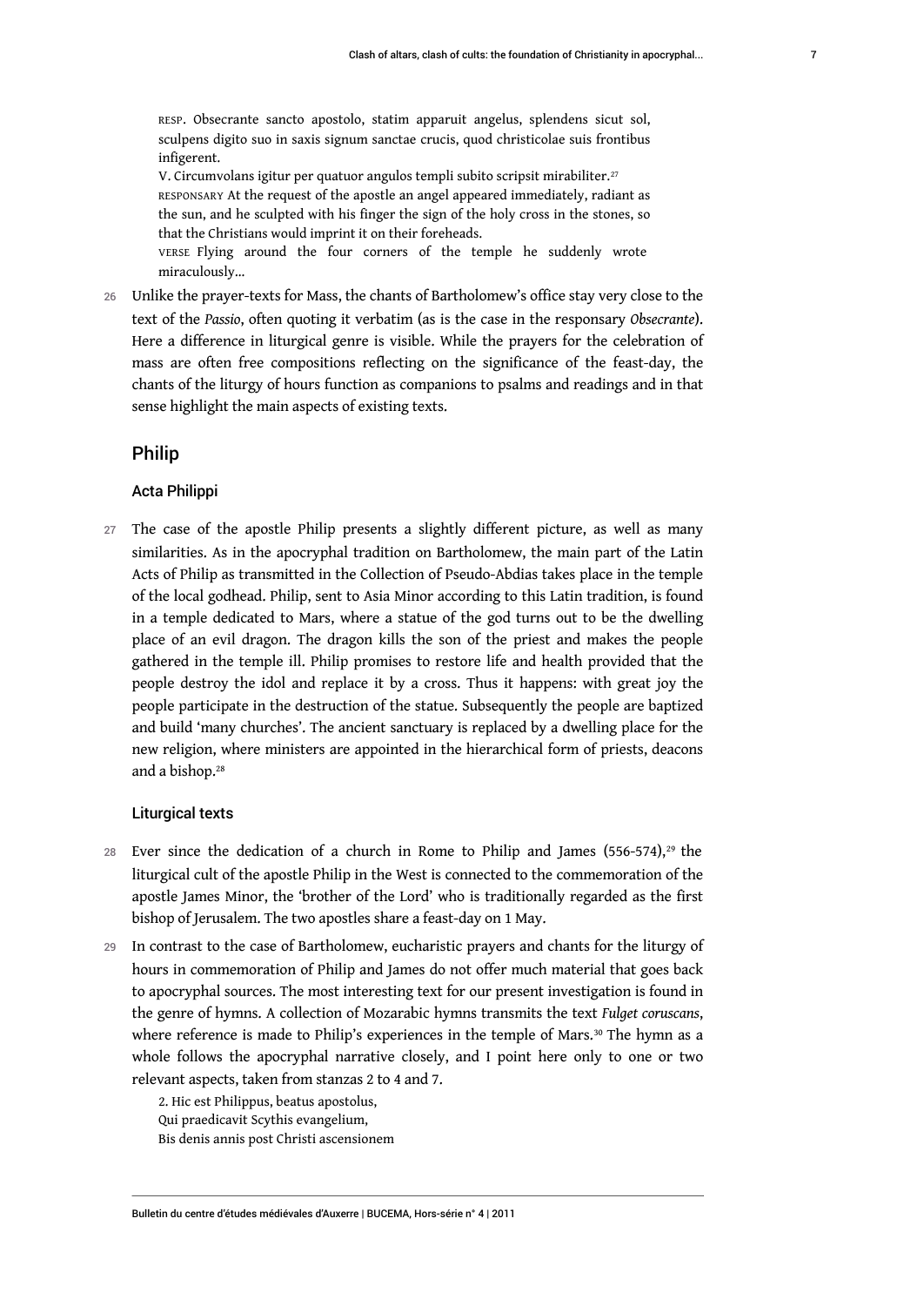RESP. Obsecrante sancto apostolo, statim apparuit angelus, splendens sicut sol, sculpens digito suo in saxis signum sanctae crucis, quod christicolae suis frontibus infigerent.

V. Circumvolans igitur per quatuor angulos templi subito scripsit mirabiliter.[27]

RESPONSARY At the request of the apostle an angel appeared immediately, radiant as the sun, and he sculpted with his finger the sign of the holy cross in the stones, so that the Christians would imprint it on their foreheads.

VERSE Flying around the four corners of the temple he suddenly wrote miraculously...

26 Unlike the prayer-texts for Mass, the chants of Bartholomew's office stay very close to the text of the *Passio*, often quoting it verbatim (as is the case in the responsary *Obsecrante*). Here a difference in liturgical genre is visible. While the prayers for the celebration of mass are often free compositions reflecting on the significance of the feast-day, the chants of the liturgy of hours function as companions to psalms and readings and in that sense highlight the main aspects of existing texts.

## Philip

### Acta Philippi

27 The case of the apostle Philip presents a slightly different picture, as well as many similarities. As in the apocryphal tradition on Bartholomew, the main part of the Latin Acts of Philip as transmitted in the Collection of Pseudo-Abdias takes place in the temple of the local godhead. Philip, sent to Asia Minor according to this Latin tradition, is found in a temple dedicated to Mars, where a statue of the god turns out to be the dwelling place of an evil dragon. The dragon kills the son of the priest and makes the people gathered in the temple ill. Philip promises to restore life and health provided that the people destroy the idol and replace it by a cross. Thus it happens: with great joy the people participate in the destruction of the statue. Subsequently the people are baptized and build 'many churches'. The ancient sanctuary is replaced by a dwelling place for the new religion, where ministers are appointed in the hierarchical form of priests, deacons and a bishop.[28]

### Liturgical texts

28 Ever since the dedication of a church in Rome to Philip and James (556-574),[29] the liturgical cult of the apostle Philip in the West is connected to the commemoration of the apostle James Minor, the 'brother of the Lord' who is traditionally regarded as the first bishop of Jerusalem. The two apostles share a feast-day on 1 May.

29 In contrast to the case of Bartholomew, eucharistic prayers and chants for the liturgy of hours in commemoration of Philip and James do not offer much material that goes back to apocryphal sources. The most interesting text for our present investigation is found in the genre of hymns. A collection of Mozarabic hymns transmits the text *Fulget coruscans*, where reference is made to Philip's experiences in the temple of Mars.[30] The hymn as a whole follows the apocryphal narrative closely, and I point here only to one or two relevant aspects, taken from stanzas 2 to 4 and 7.

2. Hic est Philippus, beatus apostolus,
Qui praedicavit Scythis evangelium,
Bis denis annis post Christi ascensionem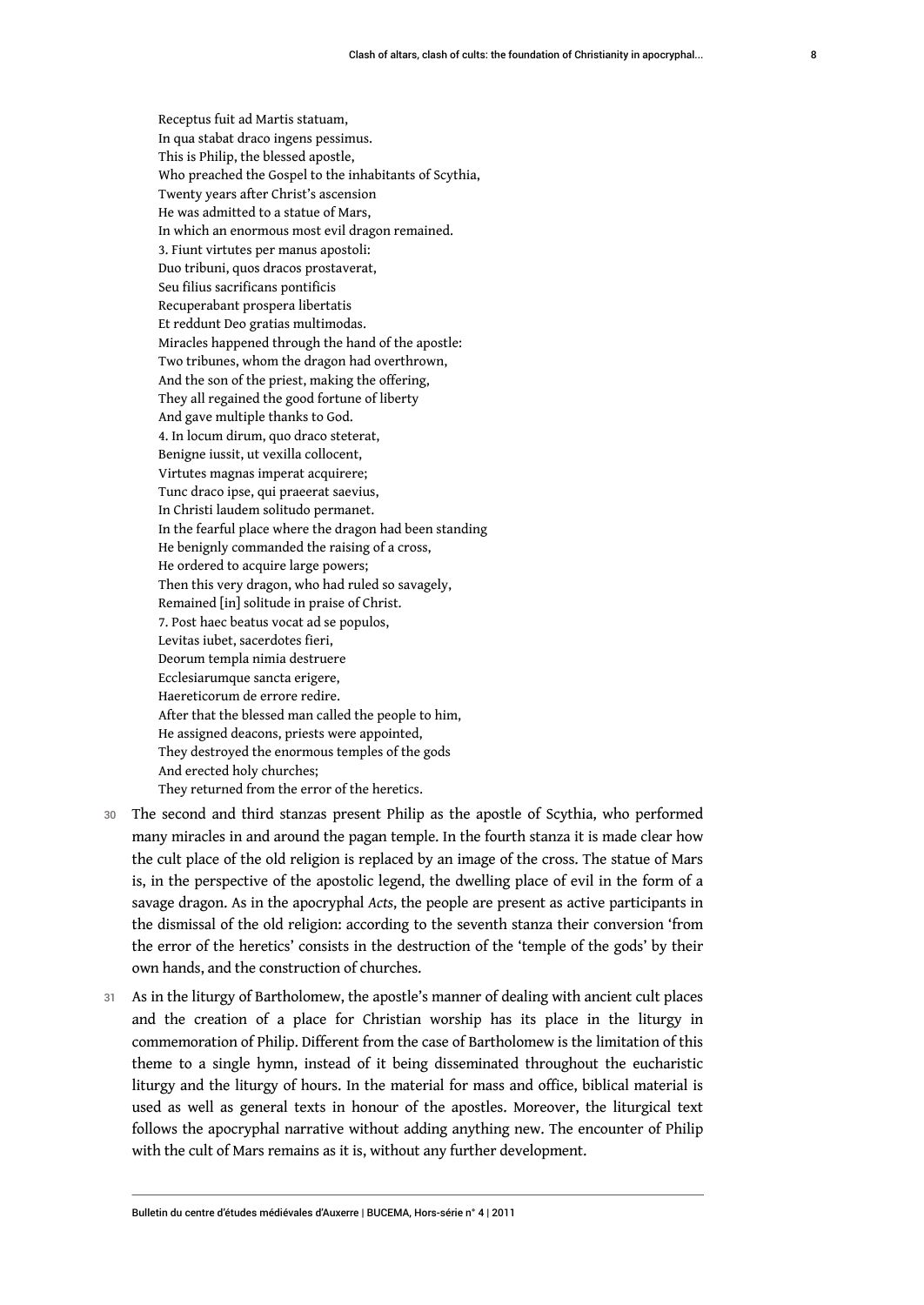Receptus fuit ad Martis statuam,  
In qua stabat draco ingens pessimus.  
This is Philip, the blessed apostle,  
Who preached the Gospel to the inhabitants of Scythia,  
Twenty years after Christ's ascension  
He was admitted to a statue of Mars,  
In which an enormous most evil dragon remained.  
3. Fiunt virtutes per manus apostoli:  
Duo tribuni, quos dracos prostaverat,  
Seu filius sacrificans pontificis  
Recuperabant prospera libertatis  
Et reddunt Deo gratias multimodas.  
Miracles happened through the hand of the apostle:  
Two tribunes, whom the dragon had overthrown,  
And the son of the priest, making the offering,  
They all regained the good fortune of liberty  
And gave multiple thanks to God.  
4. In locum dirum, quo draco steterat,  
Benigne iussit, ut vexilla collocent,  
Virtutes magnas imperat acquirere;  
Tunc draco ipse, qui praeerat saevius,  
In Christi laudem solitudo permanet.  
In the fearful place where the dragon had been standing  
He benignly commanded the raising of a cross,  
He ordered to acquire large powers;  
Then this very dragon, who had ruled so savagely,  
Remained [in] solitude in praise of Christ.  
7. Post haec beatus vocat ad se populos,  
Levitas iubet, sacerdotes fieri,  
Deorum templa nimia destruere  
Ecclesiarumque sancta erigere,  
Haereticorum de errore redire.  
After that the blessed man called the people to him,  
He assigned deacons, priests were appointed,  
They destroyed the enormous temples of the gods  
And erected holy churches;  
They returned from the error of the heretics.

30 The second and third stanzas present Philip as the apostle of Scythia, who performed many miracles in and around the pagan temple. In the fourth stanza it is made clear how the cult place of the old religion is replaced by an image of the cross. The statue of Mars is, in the perspective of the apostolic legend, the dwelling place of evil in the form of a savage dragon. As in the apocryphal *Acts*, the people are present as active participants in the dismissal of the old religion: according to the seventh stanza their conversion 'from the error of the heretics' consists in the destruction of the 'temple of the gods' by their own hands, and the construction of churches.

31 As in the liturgy of Bartholomew, the apostle's manner of dealing with ancient cult places and the creation of a place for Christian worship has its place in the liturgy in commemoration of Philip. Different from the case of Bartholomew is the limitation of this theme to a single hymn, instead of it being disseminated throughout the eucharistic liturgy and the liturgy of hours. In the material for mass and office, biblical material is used as well as general texts in honour of the apostles. Moreover, the liturgical text follows the apocryphal narrative without adding anything new. The encounter of Philip with the cult of Mars remains as it is, without any further development.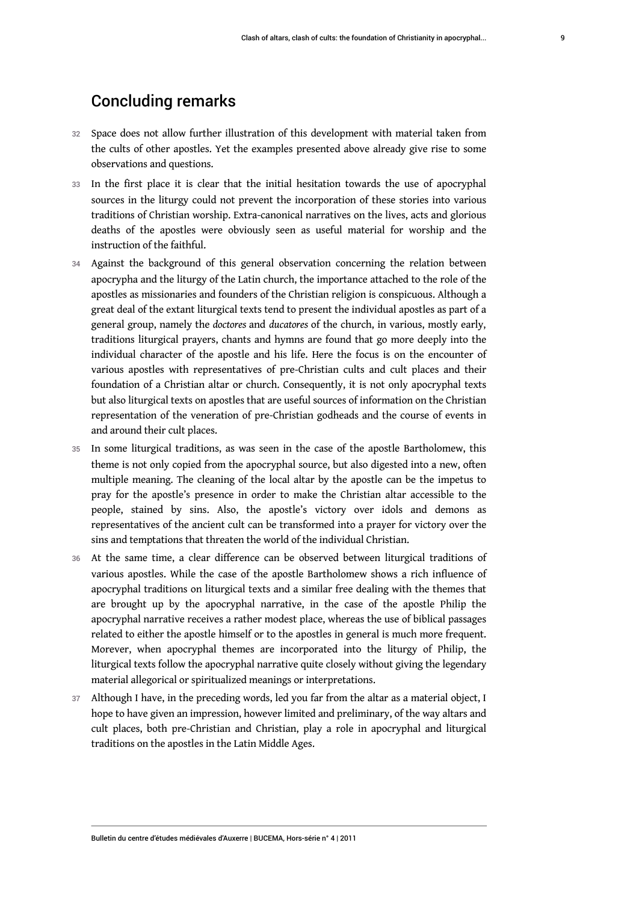## Concluding remarks

32 Space does not allow further illustration of this development with material taken from the cults of other apostles. Yet the examples presented above already give rise to some observations and questions.

33 In the first place it is clear that the initial hesitation towards the use of apocryphal sources in the liturgy could not prevent the incorporation of these stories into various traditions of Christian worship. Extra-canonical narratives on the lives, acts and glorious deaths of the apostles were obviously seen as useful material for worship and the instruction of the faithful.

34 Against the background of this general observation concerning the relation between apocrypha and the liturgy of the Latin church, the importance attached to the role of the apostles as missionaries and founders of the Christian religion is conspicuous. Although a great deal of the extant liturgical texts tend to present the individual apostles as part of a general group, namely the *doctores* and *ducatores* of the church, in various, mostly early, traditions liturgical prayers, chants and hymns are found that go more deeply into the individual character of the apostle and his life. Here the focus is on the encounter of various apostles with representatives of pre-Christian cults and cult places and their foundation of a Christian altar or church. Consequently, it is not only apocryphal texts but also liturgical texts on apostles that are useful sources of information on the Christian representation of the veneration of pre-Christian godheads and the course of events in and around their cult places.

35 In some liturgical traditions, as was seen in the case of the apostle Bartholomew, this theme is not only copied from the apocryphal source, but also digested into a new, often multiple meaning. The cleaning of the local altar by the apostle can be the impetus to pray for the apostle's presence in order to make the Christian altar accessible to the people, stained by sins. Also, the apostle's victory over idols and demons as representatives of the ancient cult can be transformed into a prayer for victory over the sins and temptations that threaten the world of the individual Christian.

36 At the same time, a clear difference can be observed between liturgical traditions of various apostles. While the case of the apostle Bartholomew shows a rich influence of apocryphal traditions on liturgical texts and a similar free dealing with the themes that are brought up by the apocryphal narrative, in the case of the apostle Philip the apocryphal narrative receives a rather modest place, whereas the use of biblical passages related to either the apostle himself or to the apostles in general is much more frequent. Morever, when apocryphal themes are incorporated into the liturgy of Philip, the liturgical texts follow the apocryphal narrative quite closely without giving the legendary material allegorical or spiritualized meanings or interpretations.

37 Although I have, in the preceding words, led you far from the altar as a material object, I hope to have given an impression, however limited and preliminary, of the way altars and cult places, both pre-Christian and Christian, play a role in apocryphal and liturgical traditions on the apostles in the Latin Middle Ages.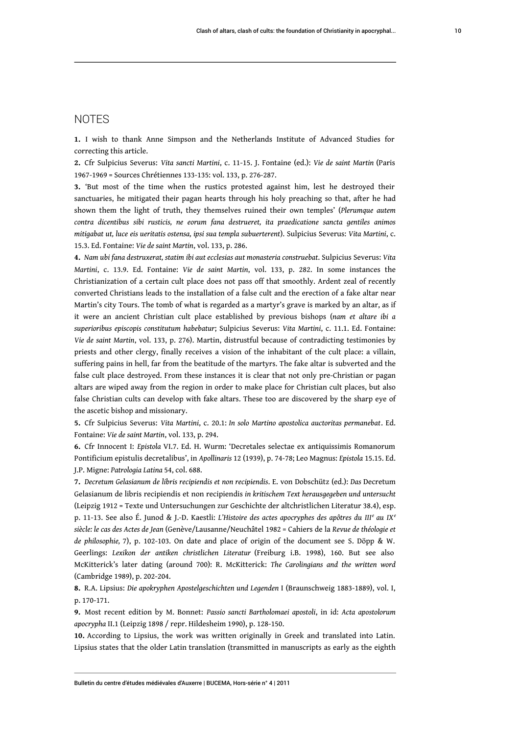## NOTES

**1.** I wish to thank Anne Simpson and the Netherlands Institute of Advanced Studies for correcting this article.

**2.** Cfr Sulpicius Severus: *Vita sancti Martini*, c. 11-15. J. Fontaine (ed.): *Vie de saint Martin* (Paris 1967-1969 = Sources Chrétiennes 133-135: vol. 133, p. 276-287.

**3.** 'But most of the time when the rustics protested against him, lest he destroyed their sanctuaries, he mitigated their pagan hearts through his holy preaching so that, after he had shown them the light of truth, they themselves ruined their own temples' (*Plerumque autem contra dicentibus sibi rusticis, ne eorum fana destrueret, ita praedicatione sancta gentiles animos mitigabat ut, luce eis ueritatis ostensa, ipsi sua templa subuerterent*). Sulpicius Severus: *Vita Martini*, c. 15.3. Ed. Fontaine: *Vie de saint Martin*, vol. 133, p. 286.

**4.** *Nam ubi fana destruxerat, statim ibi aut ecclesias aut monasteria construebat*. Sulpicius Severus: *Vita Martini*, c. 13.9. Ed. Fontaine: *Vie de saint Martin*, vol. 133, p. 282. In some instances the Christianization of a certain cult place does not pass off that smoothly. Ardent zeal of recently converted Christians leads to the installation of a false cult and the erection of a fake altar near Martin's city Tours. The tomb of what is regarded as a martyr's grave is marked by an altar, as if it were an ancient Christian cult place established by previous bishops (*nam et altare ibi a superioribus episcopis constitutum habebatur*; Sulpicius Severus: *Vita Martini*, c. 11.1. Ed. Fontaine: *Vie de saint Martin*, vol. 133, p. 276). Martin, distrustful because of contradicting testimonies by priests and other clergy, finally receives a vision of the inhabitant of the cult place: a villain, suffering pains in hell, far from the beatitude of the martyrs. The fake altar is subverted and the false cult place destroyed. From these instances it is clear that not only pre-Christian or pagan altars are wiped away from the region in order to make place for Christian cult places, but also false Christian cults can develop with fake altars. These too are discovered by the sharp eye of the ascetic bishop and missionary.

**5.** Cfr Sulpicius Severus: *Vita Martini*, c. 20.1: *In solo Martino apostolica auctoritas permanebat*. Ed. Fontaine: *Vie de saint Martin*, vol. 133, p. 294.

**6.** Cfr Innocent I: *Epistola* VI.7. Ed. H. Wurm: 'Decretales selectae ex antiquissimis Romanorum Pontificium epistulis decretalibus', in *Apollinaris* 12 (1939), p. 74-78; Leo Magnus: *Epistola* 15.15. Ed. J.P. Migne: *Patrologia Latina* 54, col. 688.

**7.** *Decretum Gelasianum de libris recipiendis et non recipiendis*. E. von Dobschütz (ed.): *Das* Decretum Gelasianum de libris recipiendis et non recipiendis *in kritischem Text herausgegeben und untersucht* (Leipzig 1912 = Texte und Untersuchungen zur Geschichte der altchristlichen Literatur 38.4), esp. p. 11-13. See also É. Junod & J.-D. Kaestli: *L'Histoire des actes apocryphes des apôtres du III^e^ au IX^e^ siècle: le cas des Actes de Jean* (Genève/Lausanne/Neuchâtel 1982 = Cahiers de la *Revue de théologie et de philosophie,* 7), p. 102-103. On date and place of origin of the document see S. Döpp & W. Geerlings: *Lexikon der antiken christlichen Literatur* (Freiburg i.B. 1998), 160. But see also McKitterick's later dating (around 700): R. McKitterick: *The Carolingians and the written word* (Cambridge 1989), p. 202-204.

**8.** R.A. Lipsius: *Die apokryphen Apostelgeschichten und Legenden* I (Braunschweig 1883-1889), vol. I, p. 170-171.

**9.** Most recent edition by M. Bonnet: *Passio sancti Bartholomaei apostoli*, in id: *Acta apostolorum apocrypha* II.1 (Leipzig 1898 / repr. Hildesheim 1990), p. 128-150.

**10.** According to Lipsius, the work was written originally in Greek and translated into Latin. Lipsius states that the older Latin translation (transmitted in manuscripts as early as the eighth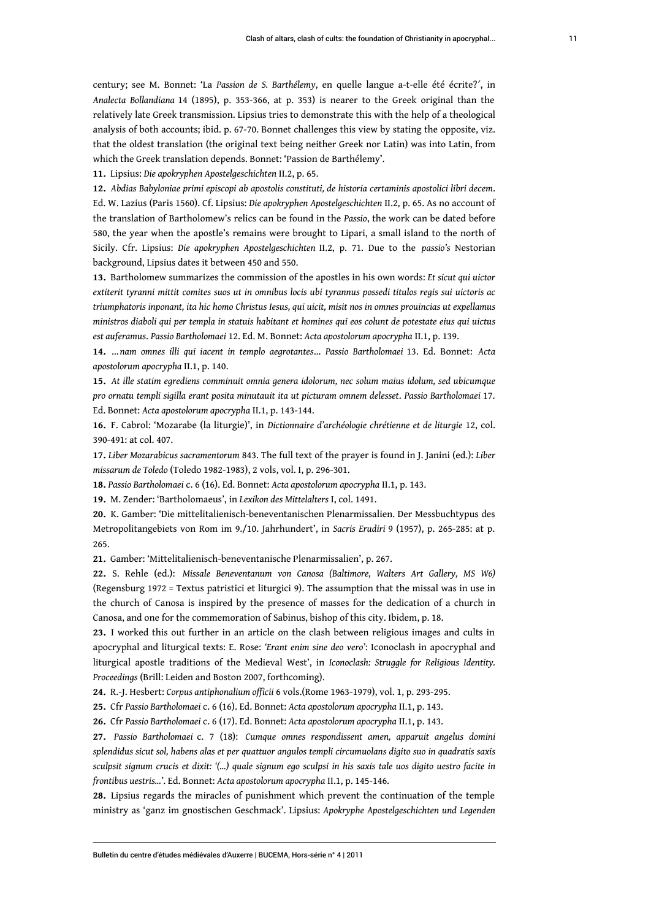century; see M. Bonnet: 'La *Passion de S. Barthélemy*, en quelle langue a-t-elle été écrite?´, in *Analecta Bollandiana* 14 (1895), p. 353-366, at p. 353) is nearer to the Greek original than the relatively late Greek transmission. Lipsius tries to demonstrate this with the help of a theological analysis of both accounts; ibid. p. 67-70. Bonnet challenges this view by stating the opposite, viz. that the oldest translation (the original text being neither Greek nor Latin) was into Latin, from which the Greek translation depends. Bonnet: 'Passion de Barthélemy'.

**11.** Lipsius: *Die apokryphen Apostelgeschichten* II.2, p. 65.

**12.** *Abdias Babyloniae primi episcopi ab apostolis constituti, de historia certaminis apostolici libri decem*. Ed. W. Lazius (Paris 1560). Cf. Lipsius: *Die apokryphen Apostelgeschichten* II.2, p. 65. As no account of the translation of Bartholomew's relics can be found in the *Passio*, the work can be dated before 580, the year when the apostle's remains were brought to Lipari, a small island to the north of Sicily. Cfr. Lipsius: *Die apokryphen Apostelgeschichten* II.2, p. 71. Due to the *passio's* Nestorian background, Lipsius dates it between 450 and 550.

**13.** Bartholomew summarizes the commission of the apostles in his own words: *Et sicut qui uictor extiterit tyranni mittit comites suos ut in omnibus locis ubi tyrannus possedi titulos regis sui uictoris ac triumphatoris inponant, ita hic homo Christus Iesus, qui uicit, misit nos in omnes prouincias ut expellamus ministros diaboli qui per templa in statuis habitant et homines qui eos colunt de potestate eius qui uictus est auferamus*. *Passio Bartholomaei* 12. Ed. M. Bonnet: *Acta apostolorum apocrypha* II.1, p. 139.

**14.** *...nam omnes illi qui iacent in templo aegrotantes... Passio Bartholomaei* 13. Ed. Bonnet: *Acta apostolorum apocrypha* II.1, p. 140.

**15.** *At ille statim egrediens comminuit omnia genera idolorum, nec solum maius idolum, sed ubicumque pro ornatu templi sigilla erant posita minutauit ita ut picturam omnem delesset*. *Passio Bartholomaei* 17. Ed. Bonnet: *Acta apostolorum apocrypha* II.1, p. 143-144.

**16.** F. Cabrol: 'Mozarabe (la liturgie)', in *Dictionnaire d'archéologie chrétienne et de liturgie* 12, col. 390-491: at col. 407.

**17.** *Liber Mozarabicus sacramentorum* 843. The full text of the prayer is found in J. Janini (ed.): *Liber missarum de Toledo* (Toledo 1982-1983), 2 vols, vol. I, p. 296-301.

**18.** *Passio Bartholomaei* c. 6 (16). Ed. Bonnet: *Acta apostolorum apocrypha* II.1, p. 143.

**19.** M. Zender: 'Bartholomaeus', in *Lexikon des Mittelalters* I, col. 1491.

**20.** K. Gamber: 'Die mittelitalienisch-beneventanischen Plenarmissalien. Der Messbuchtypus des Metropolitangebiets von Rom im 9./10. Jahrhundert', in *Sacris Erudiri* 9 (1957), p. 265-285: at p. 265.

**21.** Gamber: 'Mittelitalienisch-beneventanische Plenarmissalien', p. 267.

**22.** S. Rehle (ed.): *Missale Beneventanum von Canosa (Baltimore, Walters Art Gallery, MS W6)* (Regensburg 1972 = Textus patristici et liturgici 9). The assumption that the missal was in use in the church of Canosa is inspired by the presence of masses for the dedication of a church in Canosa, and one for the commemoration of Sabinus, bishop of this city. Ibidem, p. 18.

**23.** I worked this out further in an article on the clash between religious images and cults in apocryphal and liturgical texts: E. Rose: *'Erant enim sine deo vero'*: Iconoclash in apocryphal and liturgical apostle traditions of the Medieval West', in *Iconoclash: Struggle for Religious Identity. Proceedings* (Brill: Leiden and Boston 2007, forthcoming).

**24.** R.-J. Hesbert: *Corpus antiphonalium officii* 6 vols.(Rome 1963-1979), vol. 1, p. 293-295.

**25.** Cfr *Passio Bartholomaei* c. 6 (16). Ed. Bonnet: *Acta apostolorum apocrypha* II.1, p. 143.

**26.** Cfr *Passio Bartholomaei* c. 6 (17). Ed. Bonnet: *Acta apostolorum apocrypha* II.1, p. 143.

**27.** *Passio Bartholomaei* c. 7 (18): *Cumque omnes respondissent amen, apparuit angelus domini splendidus sicut sol, habens alas et per quattuor angulos templi circumuolans digito suo in quadratis saxis sculpsit signum crucis et dixit: '(...) quale signum ego sculpsi in his saxis tale uos digito uestro facite in frontibus uestris...'*. Ed. Bonnet: *Acta apostolorum apocrypha* II.1, p. 145-146.

**28.** Lipsius regards the miracles of punishment which prevent the continuation of the temple ministry as 'ganz im gnostischen Geschmack'. Lipsius: *Apokryphe Apostelgeschichten und Legenden*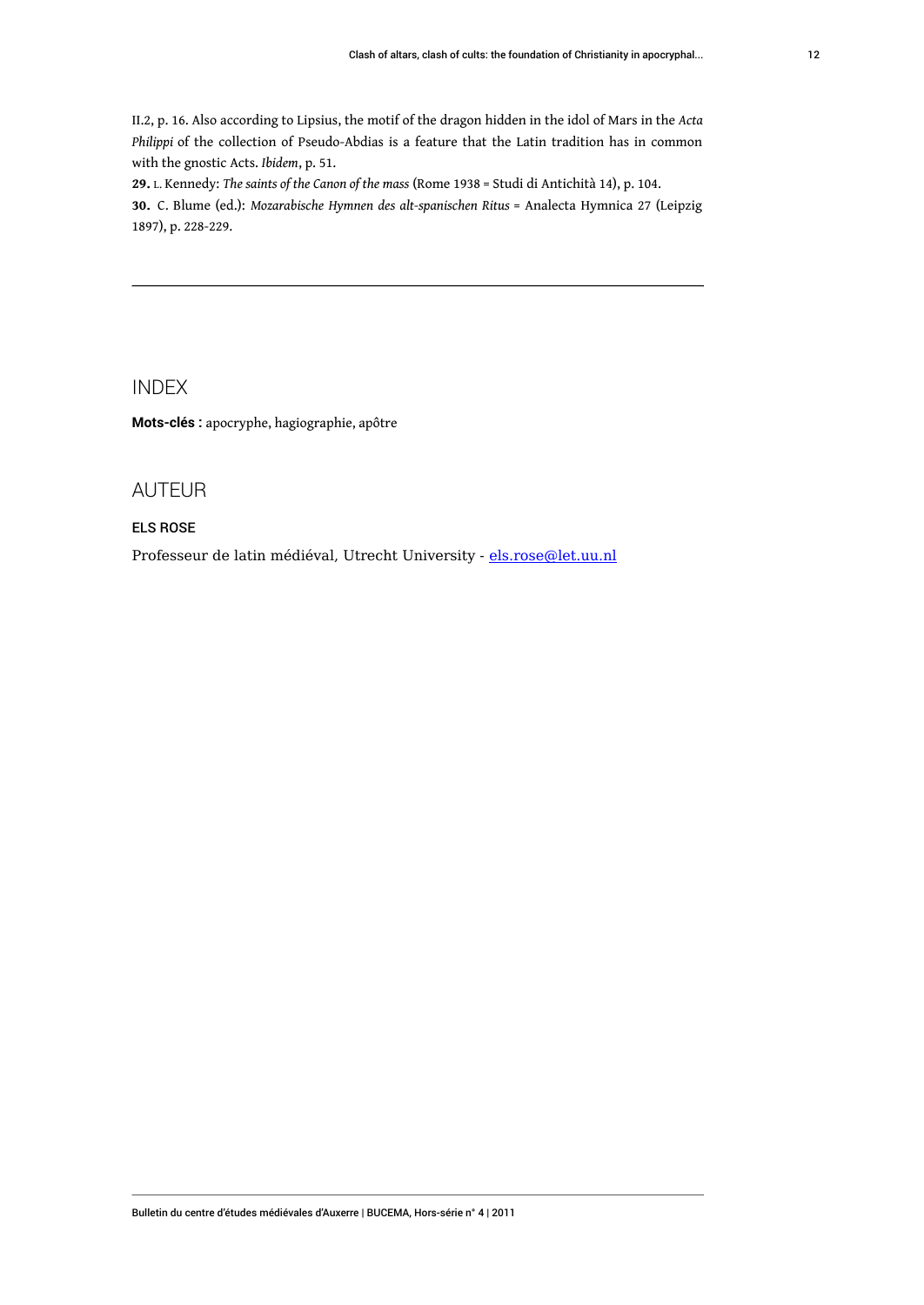II.2, p. 16. Also according to Lipsius, the motif of the dragon hidden in the idol of Mars in the *Acta Philippi* of the collection of Pseudo-Abdias is a feature that the Latin tradition has in common with the gnostic Acts. *Ibidem*, p. 51.

**29.** L. Kennedy: *The saints of the Canon of the mass* (Rome 1938 = Studi di Antichità 14), p. 104.

**30.** C. Blume (ed.): *Mozarabische Hymnen des alt-spanischen Ritus* = Analecta Hymnica 27 (Leipzig 1897), p. 228-229.

---

## INDEX

**Mots-clés :** apocryphe, hagiographie, apôtre

## AUTEUR

### ELS ROSE

Professeur de latin médiéval, Utrecht University - els.rose@let.uu.nl